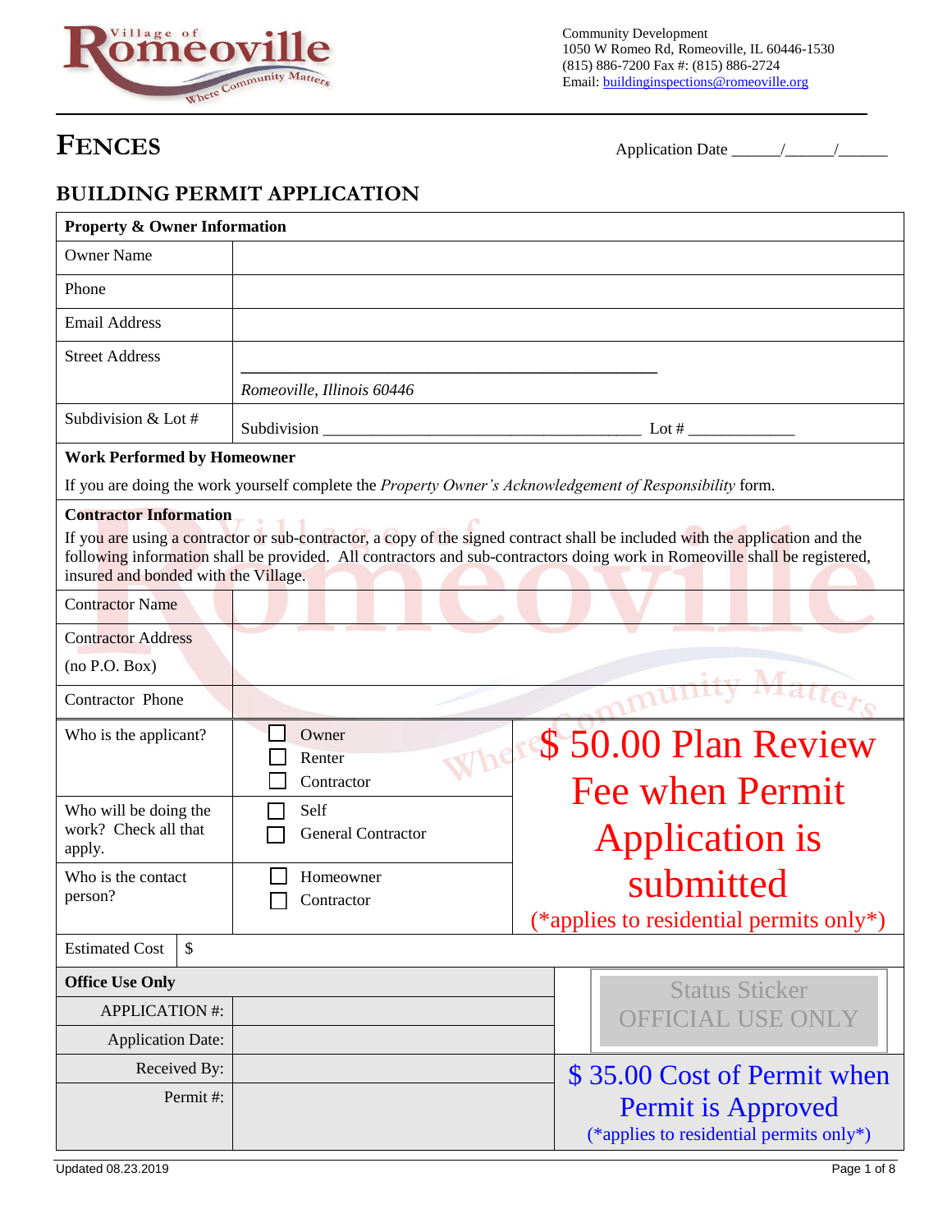Village of Romeoville — Where Community Matters

Community Development
1050 W Romeo Rd, Romeoville, IL 60446-1530
(815) 886-7200 Fax #: (815) 886-2724
Email: buildinginspections@romeoville.org

# FENCES

Application Date ______/______/______

## BUILDING PERMIT APPLICATION

| **Property & Owner Information** | |
|---|---|
| Owner Name | |
| Phone | |
| Email Address | |
| Street Address | ________________________________________ *Romeoville, Illinois 60446* |
| Subdivision & Lot # | Subdivision ______________________________ Lot # ____________ |

**Work Performed by Homeowner**

If you are doing the work yourself complete the *Property Owner's Acknowledgement of Responsibility* form.

**Contractor Information**

If you are using a contractor or sub-contractor, a copy of the signed contract shall be included with the application and the following information shall be provided. All contractors and sub-contractors doing work in Romeoville shall be registered, insured and bonded with the Village.

| | |
|---|---|
| Contractor Name | |
| Contractor Address (no P.O. Box) | |
| Contractor Phone | |

| | | |
|---|---|---|
| Who is the applicant? | ☐ Owner<br>☐ Renter<br>☐ Contractor | $ 50.00 Plan Review Fee when Permit Application is submitted<br>(*applies to residential permits only*) |
| Who will be doing the work? Check all that apply. | ☐ Self<br>☐ General Contractor | |
| Who is the contact person? | ☐ Homeowner<br>☐ Contractor | |
| Estimated Cost | $ | |

| **Office Use Only** | | Status Sticker OFFICIAL USE ONLY |
|---|---|---|
| APPLICATION #: | | |
| Application Date: | | |
| Received By: | | $ 35.00 Cost of Permit when Permit is Approved<br>(*applies to residential permits only*) |
| Permit #: | | |

Updated 08.23.2019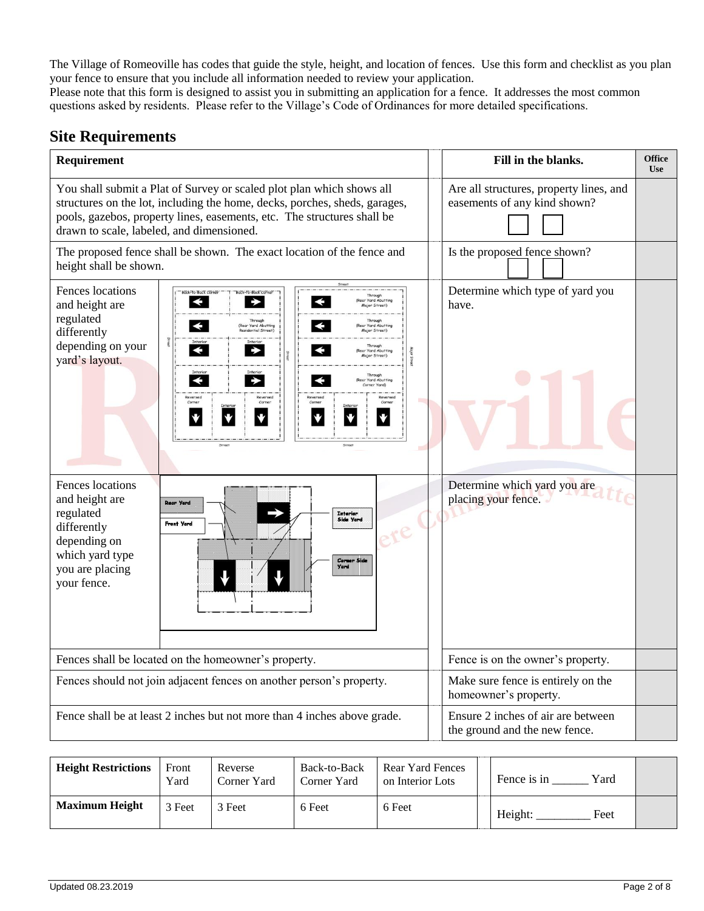The Village of Romeoville has codes that guide the style, height, and location of fences. Use this form and checklist as you plan your fence to ensure that you include all information needed to review your application.
Please note that this form is designed to assist you in submitting an application for a fence. It addresses the most common questions asked by residents. Please refer to the Village's Code of Ordinances for more detailed specifications.

## Site Requirements

| Requirement | Fill in the blanks. | Office Use |
|---|---|---|
| You shall submit a Plat of Survey or scaled plot plan which shows all structures on the lot, including the home, decks, porches, sheds, garages, pools, gazebos, property lines, easements, etc. The structures shall be drawn to scale, labeled, and dimensioned. | Are all structures, property lines, and easements of any kind shown? ☐ ☐ | |
| The proposed fence shall be shown. The exact location of the fence and height shall be shown. | Is the proposed fence shown? ☐ ☐ | |
| Fences locations and height are regulated differently depending on your yard's layout. | Determine which type of yard you have. | |
| Fences locations and height are regulated differently depending on which yard type you are placing your fence. | Determine which yard you are placing your fence. | |
| Fences shall be located on the homeowner's property. | Fence is on the owner's property. | |
| Fences should not join adjacent fences on another person's property. | Make sure fence is entirely on the homeowner's property. | |
| Fence shall be at least 2 inches but not more than 4 inches above grade. | Ensure 2 inches of air are between the ground and the new fence. | |

| Height Restrictions | Front Yard | Reverse Corner Yard | Back-to-Back Corner Yard | Rear Yard Fences on Interior Lots | Fence is in ______ Yard | |
|---|---|---|---|---|---|---|
| **Maximum Height** | 3 Feet | 3 Feet | 6 Feet | 6 Feet | Height: _________ Feet | |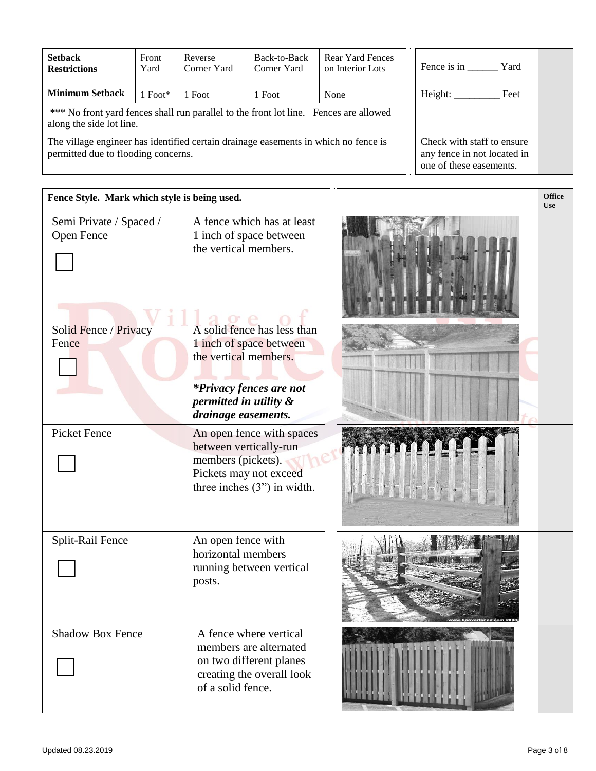| Setback Restrictions | Front Yard | Reverse Corner Yard | Back-to-Back Corner Yard | Rear Yard Fences on Interior Lots | Fence is in ______ Yard | |
|---|---|---|---|---|---|---|
| **Minimum Setback** | 1 Foot* | 1 Foot | 1 Foot | None | Height: _________ Feet | |
| *** No front yard fences shall run parallel to the front lot line. Fences are allowed along the side lot line. | | | | | | |
| The village engineer has identified certain drainage easements in which no fence is permitted due to flooding concerns. | | | | | Check with staff to ensure any fence in not located in one of these easements. | |

| **Fence Style. Mark which style is being used.** | | | **Office Use** |
|---|---|---|---|
| Semi Private / Spaced / Open Fence ☐ | A fence which has at least 1 inch of space between the vertical members. | | |
| Solid Fence / Privacy Fence ☐ | A solid fence has less than 1 inch of space between the vertical members. ***\*Privacy fences are not permitted in utility & drainage easements.*** | | |
| Picket Fence ☐ | An open fence with spaces between vertically-run members (pickets). Pickets may not exceed three inches (3") in width. | | |
| Split-Rail Fence ☐ | An open fence with horizontal members running between vertical posts. | | |
| Shadow Box Fence ☐ | A fence where vertical members are alternated on two different planes creating the overall look of a solid fence. | | |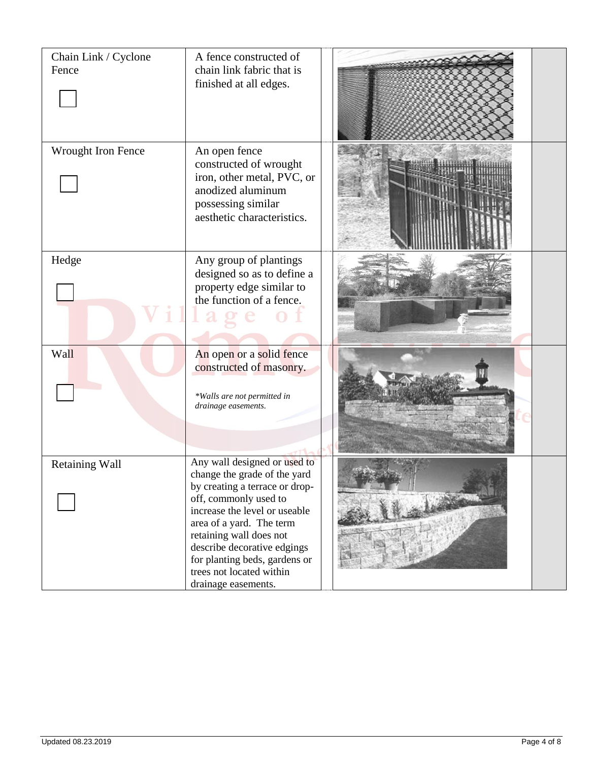| | | | |
|---|---|---|---|
| Chain Link / Cyclone Fence ☐ | A fence constructed of chain link fabric that is finished at all edges. | | |
| Wrought Iron Fence ☐ | An open fence constructed of wrought iron, other metal, PVC, or anodized aluminum possessing similar aesthetic characteristics. | | |
| Hedge ☐ | Any group of plantings designed so as to define a property edge similar to the function of a fence. | | |
| Wall ☐ | An open or a solid fence constructed of masonry. *\*Walls are not permitted in drainage easements.* | | |
| Retaining Wall ☐ | Any wall designed or used to change the grade of the yard by creating a terrace or drop-off, commonly used to increase the level or useable area of a yard. The term retaining wall does not describe decorative edgings for planting beds, gardens or trees not located within drainage easements. | | |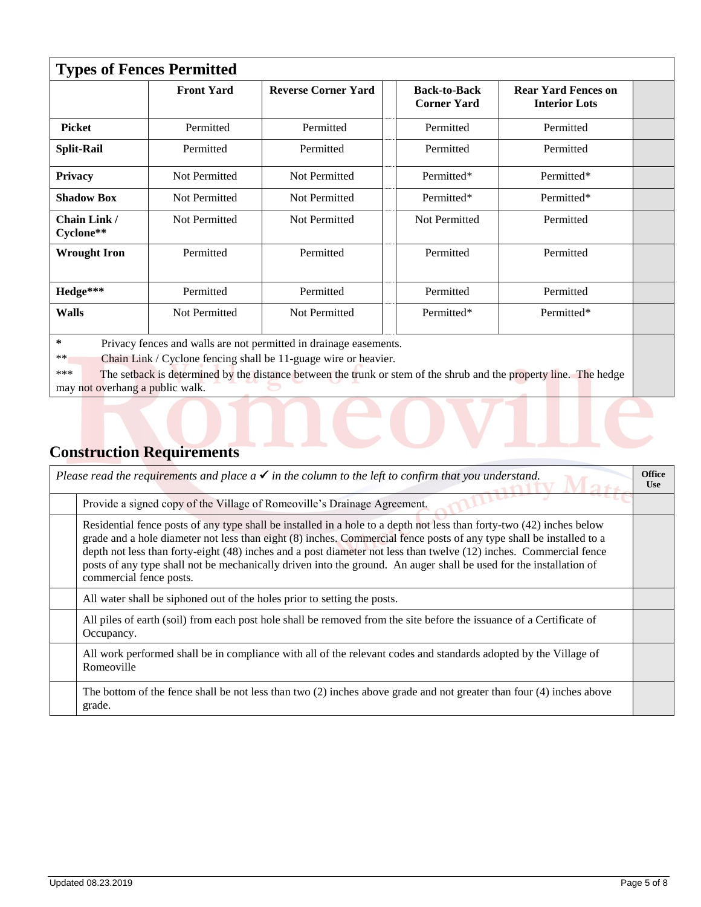## Types of Fences Permitted

| | Front Yard | Reverse Corner Yard | Back-to-Back Corner Yard | Rear Yard Fences on Interior Lots |
|---|---|---|---|---|
| **Picket** | Permitted | Permitted | Permitted | Permitted |
| **Split-Rail** | Permitted | Permitted | Permitted | Permitted |
| **Privacy** | Not Permitted | Not Permitted | Permitted* | Permitted* |
| **Shadow Box** | Not Permitted | Not Permitted | Permitted* | Permitted* |
| **Chain Link / Cyclone**** | Not Permitted | Not Permitted | Not Permitted | Permitted |
| **Wrought Iron** | Permitted | Permitted | Permitted | Permitted |
| **Hedge***** | Permitted | Permitted | Permitted | Permitted |
| **Walls** | Not Permitted | Not Permitted | Permitted* | Permitted* |

\* Privacy fences and walls are not permitted in drainage easements.

\*\* Chain Link / Cyclone fencing shall be 11-guage wire or heavier.

\*\*\* The setback is determined by the distance between the trunk or stem of the shrub and the property line. The hedge may not overhang a public walk.

## Construction Requirements

| *Please read the requirements and place a ✔ in the column to the left to confirm that you understand.* | | Office Use |
|---|---|---|
| | Provide a signed copy of the Village of Romeoville's Drainage Agreement. | |
| | Residential fence posts of any type shall be installed in a hole to a depth not less than forty-two (42) inches below grade and a hole diameter not less than eight (8) inches. Commercial fence posts of any type shall be installed to a depth not less than forty-eight (48) inches and a post diameter not less than twelve (12) inches. Commercial fence posts of any type shall not be mechanically driven into the ground. An auger shall be used for the installation of commercial fence posts. | |
| | All water shall be siphoned out of the holes prior to setting the posts. | |
| | All piles of earth (soil) from each post hole shall be removed from the site before the issuance of a Certificate of Occupancy. | |
| | All work performed shall be in compliance with all of the relevant codes and standards adopted by the Village of Romeoville | |
| | The bottom of the fence shall be not less than two (2) inches above grade and not greater than four (4) inches above grade. | |

Updated 08.23.2019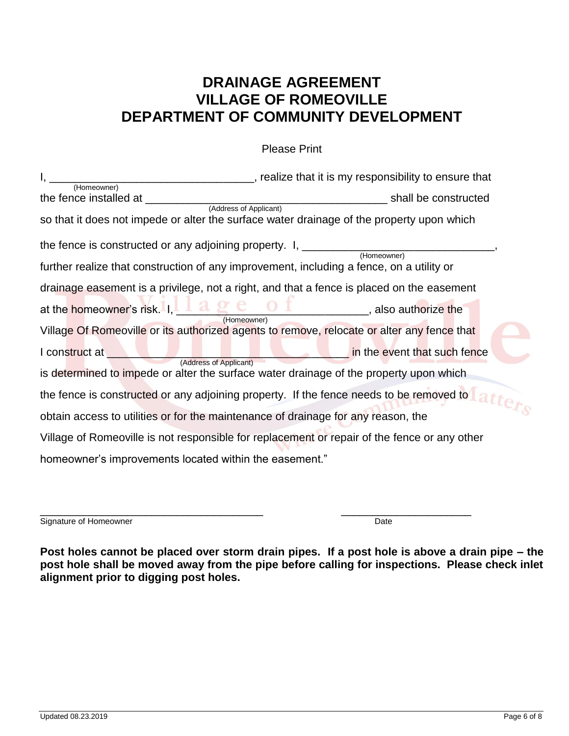# DRAINAGE AGREEMENT
# VILLAGE OF ROMEOVILLE
# DEPARTMENT OF COMMUNITY DEVELOPMENT

Please Print

I, ________________________________ (Homeowner), realize that it is my responsibility to ensure that the fence installed at ________________________________________ (Address of Applicant) shall be constructed so that it does not impede or alter the surface water drainage of the property upon which the fence is constructed or any adjoining property. I, ________________________________ (Homeowner), further realize that construction of any improvement, including a fence, on a utility or drainage easement is a privilege, not a right, and that a fence is placed on the easement at the homeowner's risk. I, ________________________________ (Homeowner), also authorize the Village Of Romeoville or its authorized agents to remove, relocate or alter any fence that I construct at ________________________________________ (Address of Applicant) in the event that such fence is determined to impede or alter the surface water drainage of the property upon which the fence is constructed or any adjoining property. If the fence needs to be removed to obtain access to utilities or for the maintenance of drainage for any reason, the Village of Romeoville is not responsible for replacement or repair of the fence or any other homeowner's improvements located within the easement."

________________________________________
Signature of Homeowner

______________________
Date

**Post holes cannot be placed over storm drain pipes. If a post hole is above a drain pipe – the post hole shall be moved away from the pipe before calling for inspections. Please check inlet alignment prior to digging post holes.**

Updated 08.23.2019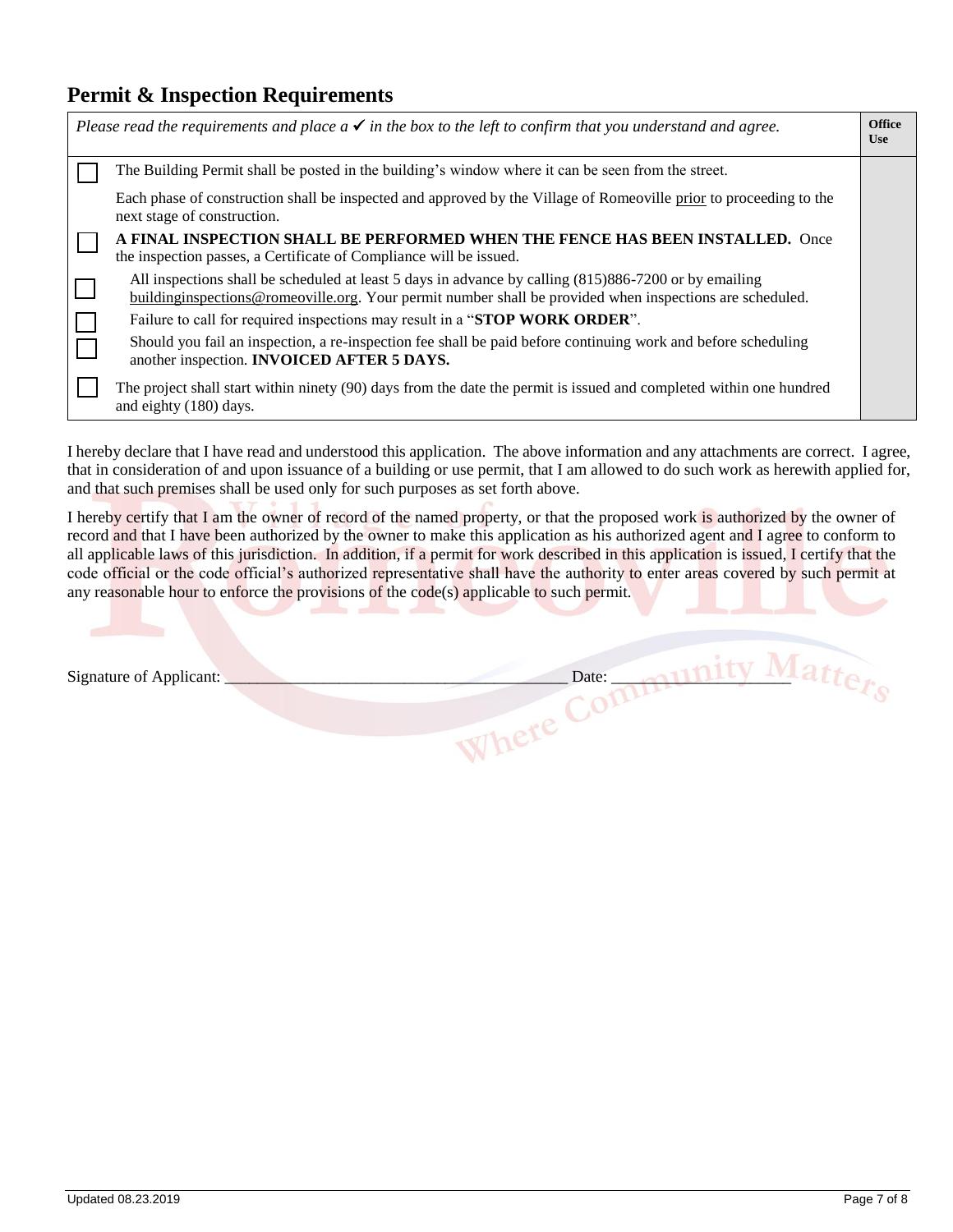## Permit & Inspection Requirements

| *Please read the requirements and place a ✓ in the box to the left to confirm that you understand and agree.* | | Office Use |
|---|---|---|
| ☐ | The Building Permit shall be posted in the building's window where it can be seen from the street. | |
| | Each phase of construction shall be inspected and approved by the Village of Romeoville prior to proceeding to the next stage of construction. | |
| ☐ | **A FINAL INSPECTION SHALL BE PERFORMED WHEN THE FENCE HAS BEEN INSTALLED.** Once the inspection passes, a Certificate of Compliance will be issued. | |
| ☐ | All inspections shall be scheduled at least 5 days in advance by calling (815)886-7200 or by emailing buildinginspections@romeoville.org. Your permit number shall be provided when inspections are scheduled. | |
| ☐ | Failure to call for required inspections may result in a "**STOP WORK ORDER**". | |
| ☐ | Should you fail an inspection, a re-inspection fee shall be paid before continuing work and before scheduling another inspection. **INVOICED AFTER 5 DAYS.** | |
| ☐ | The project shall start within ninety (90) days from the date the permit is issued and completed within one hundred and eighty (180) days. | |

I hereby declare that I have read and understood this application. The above information and any attachments are correct. I agree, that in consideration of and upon issuance of a building or use permit, that I am allowed to do such work as herewith applied for, and that such premises shall be used only for such purposes as set forth above.

I hereby certify that I am the owner of record of the named property, or that the proposed work is authorized by the owner of record and that I have been authorized by the owner to make this application as his authorized agent and I agree to conform to all applicable laws of this jurisdiction. In addition, if a permit for work described in this application is issued, I certify that the code official or the code official's authorized representative shall have the authority to enter areas covered by such permit at any reasonable hour to enforce the provisions of the code(s) applicable to such permit.

Signature of Applicant: ________________________________________ Date: ____________________

Updated 08.23.2019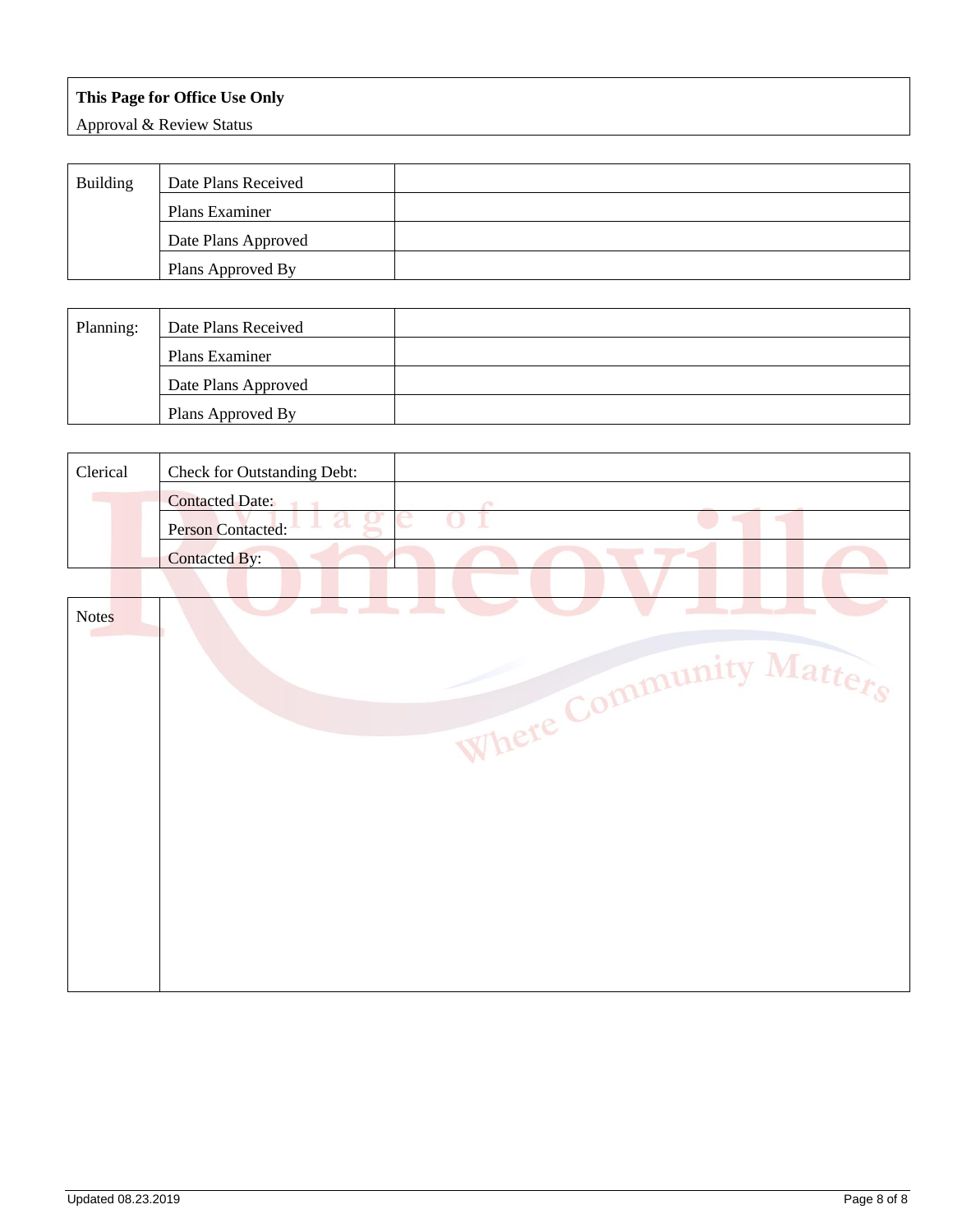**This Page for Office Use Only**

Approval & Review Status

| | | |
|---|---|---|
| Building | Date Plans Received | |
| | Plans Examiner | |
| | Date Plans Approved | |
| | Plans Approved By | |

| | | |
|---|---|---|
| Planning: | Date Plans Received | |
| | Plans Examiner | |
| | Date Plans Approved | |
| | Plans Approved By | |

| | | |
|---|---|---|
| Clerical | Check for Outstanding Debt: | |
| | Contacted Date: | |
| | Person Contacted: | |
| | Contacted By: | |

| | |
|---|---|
| Notes | |

Updated 08.23.2019